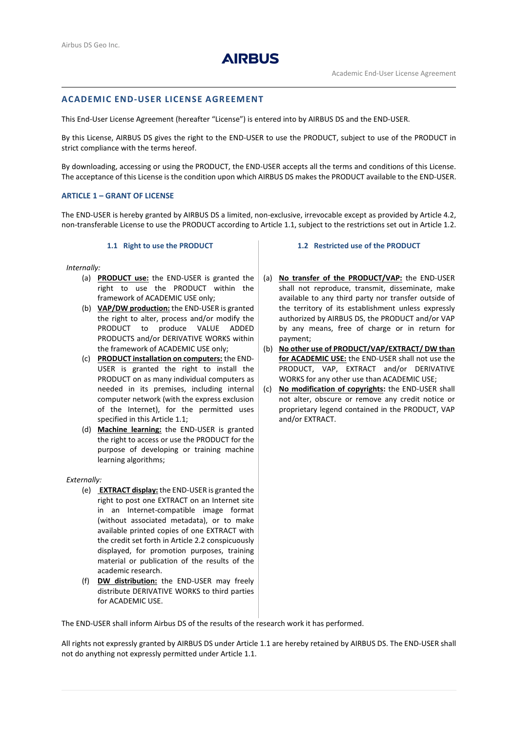# ACADEMIC END-USER LICENSE AGREEMENT

This End-User License Agreement (hereafter “License”) is entered into by AIRBUS DS and the END-USER.

By this License, AIRBUS DS gives the right to the END-USER to use the PRODUCT, subject to use of the PRODUCT in strict compliance with the terms hereof.

By downloading, accessing or using the PRODUCT, the END-USER accepts all the terms and conditions of this License. The acceptance of this License is the condition upon which AIRBUS DS makes the PRODUCT available to the END-USER.

## ARTICLE 1 – GRANT OF LICENSE

The END-USER is hereby granted by AIRBUS DS a limited, non-exclusive, irrevocable except as provided by Article 4.2, non-transferable License to use the PRODUCT according to Article 1.1, subject to the restrictions set out in Article 1.2.

### 1.1 Right to use the PRODUCT

*Internally:*

(a) **PRODUCT use:** the END-USER is granted the right to use the PRODUCT within the framework of ACADEMIC USE only;

(b) **VAP/DW production:** the END-USER is granted the right to alter, process and/or modify the PRODUCT to produce VALUE ADDED PRODUCTS and/or DERIVATIVE WORKS within the framework of ACADEMIC USE only;

(c) **PRODUCT installation on computers:** the END-USER is granted the right to install the PRODUCT on as many individual computers as needed in its premises, including internal computer network (with the express exclusion of the Internet), for the permitted uses specified in this Article 1.1;

(d) **Machine learning:** the END-USER is granted the right to access or use the PRODUCT for the purpose of developing or training machine learning algorithms;

*Externally:*

(e) **EXTRACT display:** the END-USER is granted the right to post one EXTRACT on an Internet site in an Internet-compatible image format (without associated metadata), or to make available printed copies of one EXTRACT with the credit set forth in Article 2.2 conspicuously displayed, for promotion purposes, training material or publication of the results of the academic research.

(f) **DW distribution:** the END-USER may freely distribute DERIVATIVE WORKS to third parties for ACADEMIC USE.

### 1.2 Restricted use of the PRODUCT

(a) **No transfer of the PRODUCT/VAP:** the END-USER shall not reproduce, transmit, disseminate, make available to any third party nor transfer outside of the territory of its establishment unless expressly authorized by AIRBUS DS, the PRODUCT and/or VAP by any means, free of charge or in return for payment;

(b) **No other use of PRODUCT/VAP/EXTRACT/ DW than for ACADEMIC USE:** the END-USER shall not use the PRODUCT, VAP, EXTRACT and/or DERIVATIVE WORKS for any other use than ACADEMIC USE;

(c) **No modification of copyrights:** the END-USER shall not alter, obscure or remove any credit notice or proprietary legend contained in the PRODUCT, VAP and/or EXTRACT.

The END-USER shall inform Airbus DS of the results of the research work it has performed.

All rights not expressly granted by AIRBUS DS under Article 1.1 are hereby retained by AIRBUS DS. The END-USER shall not do anything not expressly permitted under Article 1.1.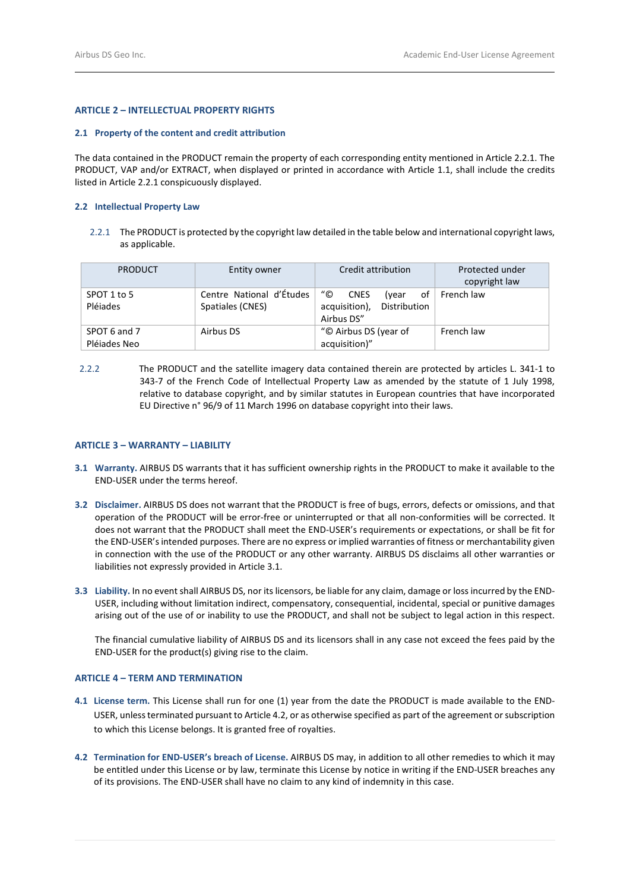## ARTICLE 2 – INTELLECTUAL PROPERTY RIGHTS

### 2.1 Property of the content and credit attribution

The data contained in the PRODUCT remain the property of each corresponding entity mentioned in Article 2.2.1. The PRODUCT, VAP and/or EXTRACT, when displayed or printed in accordance with Article 1.1, shall include the credits listed in Article 2.2.1 conspicuously displayed.

### 2.2 Intellectual Property Law

2.2.1 The PRODUCT is protected by the copyright law detailed in the table below and international copyright laws, as applicable.

| PRODUCT | Entity owner | Credit attribution | Protected under copyright law |
|---|---|---|---|
| SPOT 1 to 5<br>Pléiades | Centre National d'Études Spatiales (CNES) | "© CNES (year of acquisition), Distribution Airbus DS" | French law |
| SPOT 6 and 7<br>Pléiades Neo | Airbus DS | "© Airbus DS (year of acquisition)" | French law |

2.2.2 The PRODUCT and the satellite imagery data contained therein are protected by articles L. 341-1 to 343-7 of the French Code of Intellectual Property Law as amended by the statute of 1 July 1998, relative to database copyright, and by similar statutes in European countries that have incorporated EU Directive n° 96/9 of 11 March 1996 on database copyright into their laws.

## ARTICLE 3 – WARRANTY – LIABILITY

**3.1 Warranty.** AIRBUS DS warrants that it has sufficient ownership rights in the PRODUCT to make it available to the END-USER under the terms hereof.

**3.2 Disclaimer.** AIRBUS DS does not warrant that the PRODUCT is free of bugs, errors, defects or omissions, and that operation of the PRODUCT will be error-free or uninterrupted or that all non-conformities will be corrected. It does not warrant that the PRODUCT shall meet the END-USER's requirements or expectations, or shall be fit for the END-USER's intended purposes. There are no express or implied warranties of fitness or merchantability given in connection with the use of the PRODUCT or any other warranty. AIRBUS DS disclaims all other warranties or liabilities not expressly provided in Article 3.1.

**3.3 Liability.** In no event shall AIRBUS DS, nor its licensors, be liable for any claim, damage or loss incurred by the END-USER, including without limitation indirect, compensatory, consequential, incidental, special or punitive damages arising out of the use of or inability to use the PRODUCT, and shall not be subject to legal action in this respect.

The financial cumulative liability of AIRBUS DS and its licensors shall in any case not exceed the fees paid by the END-USER for the product(s) giving rise to the claim.

## ARTICLE 4 – TERM AND TERMINATION

**4.1 License term.** This License shall run for one (1) year from the date the PRODUCT is made available to the END-USER, unless terminated pursuant to Article 4.2, or as otherwise specified as part of the agreement or subscription to which this License belongs. It is granted free of royalties.

**4.2 Termination for END-USER's breach of License.** AIRBUS DS may, in addition to all other remedies to which it may be entitled under this License or by law, terminate this License by notice in writing if the END-USER breaches any of its provisions. The END-USER shall have no claim to any kind of indemnity in this case.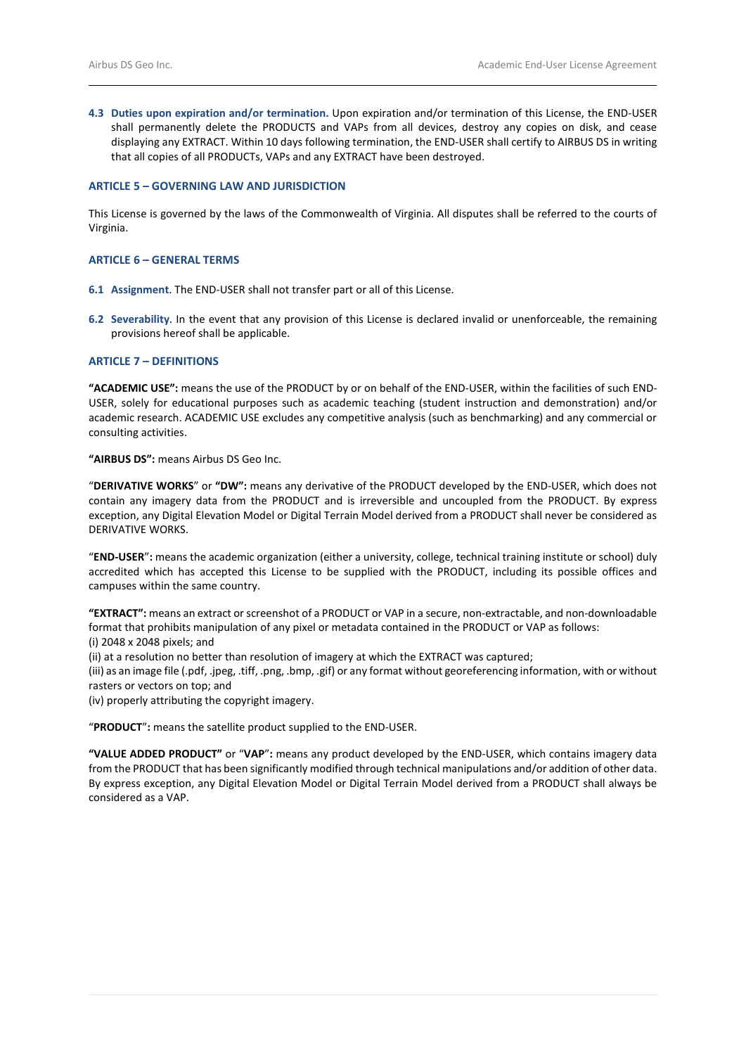**4.3 Duties upon expiration and/or termination.** Upon expiration and/or termination of this License, the END-USER shall permanently delete the PRODUCTS and VAPs from all devices, destroy any copies on disk, and cease displaying any EXTRACT. Within 10 days following termination, the END-USER shall certify to AIRBUS DS in writing that all copies of all PRODUCTs, VAPs and any EXTRACT have been destroyed.

## ARTICLE 5 – GOVERNING LAW AND JURISDICTION

This License is governed by the laws of the Commonwealth of Virginia. All disputes shall be referred to the courts of Virginia.

## ARTICLE 6 – GENERAL TERMS

**6.1 Assignment**. The END-USER shall not transfer part or all of this License.

**6.2 Severability**. In the event that any provision of this License is declared invalid or unenforceable, the remaining provisions hereof shall be applicable.

## ARTICLE 7 – DEFINITIONS

**"ACADEMIC USE":** means the use of the PRODUCT by or on behalf of the END-USER, within the facilities of such END-USER, solely for educational purposes such as academic teaching (student instruction and demonstration) and/or academic research. ACADEMIC USE excludes any competitive analysis (such as benchmarking) and any commercial or consulting activities.

**"AIRBUS DS":** means Airbus DS Geo Inc.

"**DERIVATIVE WORKS**" or **"DW":** means any derivative of the PRODUCT developed by the END-USER, which does not contain any imagery data from the PRODUCT and is irreversible and uncoupled from the PRODUCT. By express exception, any Digital Elevation Model or Digital Terrain Model derived from a PRODUCT shall never be considered as DERIVATIVE WORKS.

"**END-USER**"**:** means the academic organization (either a university, college, technical training institute or school) duly accredited which has accepted this License to be supplied with the PRODUCT, including its possible offices and campuses within the same country.

**"EXTRACT":** means an extract or screenshot of a PRODUCT or VAP in a secure, non-extractable, and non-downloadable format that prohibits manipulation of any pixel or metadata contained in the PRODUCT or VAP as follows:
(i) 2048 x 2048 pixels; and
(ii) at a resolution no better than resolution of imagery at which the EXTRACT was captured;
(iii) as an image file (.pdf, .jpeg, .tiff, .png, .bmp, .gif) or any format without georeferencing information, with or without rasters or vectors on top; and
(iv) properly attributing the copyright imagery.

"**PRODUCT**"**:** means the satellite product supplied to the END-USER.

**"VALUE ADDED PRODUCT"** or "**VAP**"**:** means any product developed by the END-USER, which contains imagery data from the PRODUCT that has been significantly modified through technical manipulations and/or addition of other data. By express exception, any Digital Elevation Model or Digital Terrain Model derived from a PRODUCT shall always be considered as a VAP.